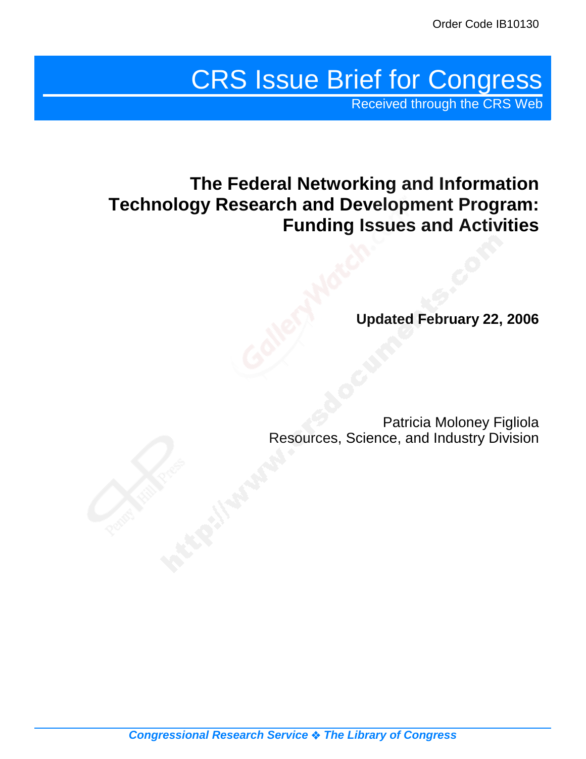Order Code IB10130

# CRS Issue Brief for Congress

Received through the CRS Web

## The Federal Networking and Information Technology Research and Development Program: Funding Issues and Activities

**Updated February 22, 2006**

Patricia Moloney Figliola
Resources, Science, and Industry Division

*Congressional Research Service ❖ The Library of Congress*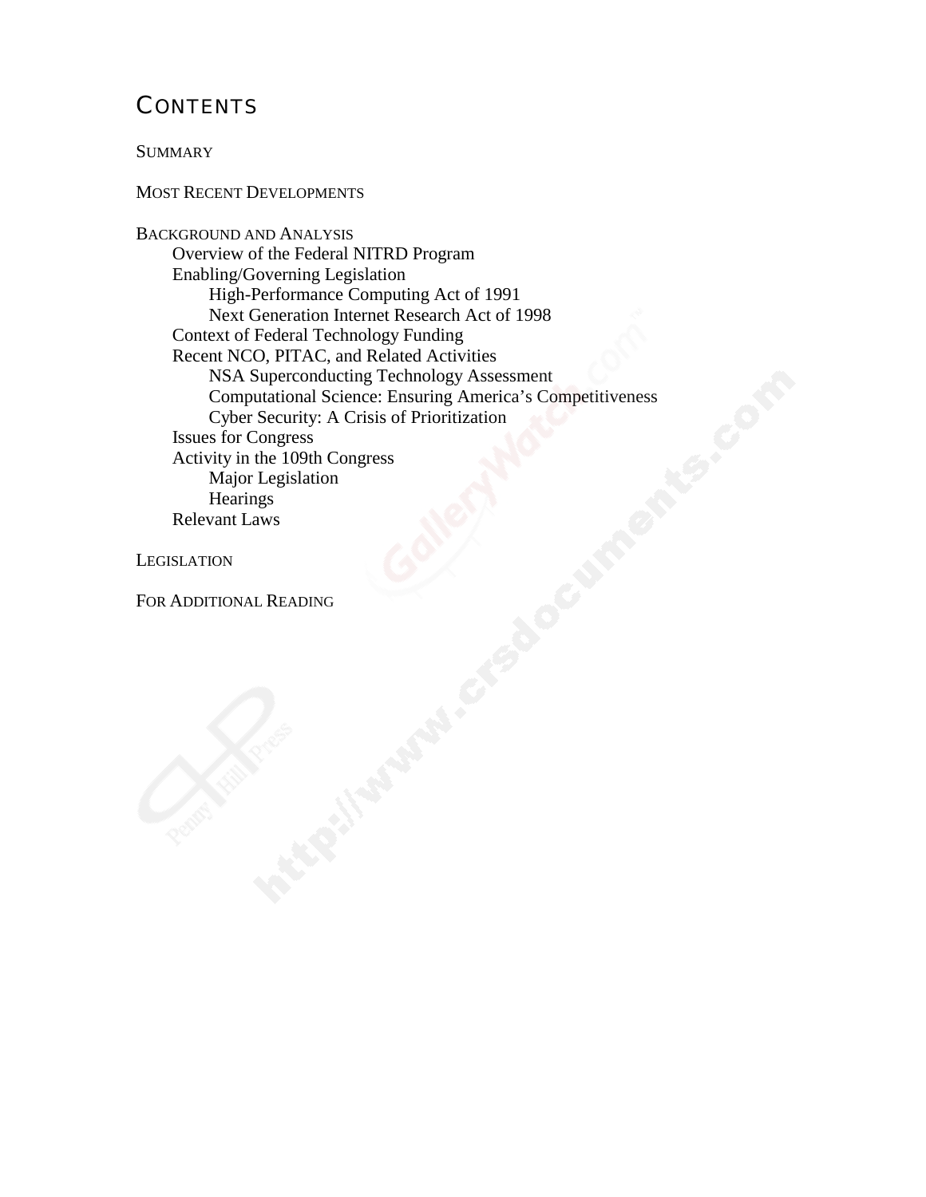# CONTENTS

SUMMARY

MOST RECENT DEVELOPMENTS

BACKGROUND AND ANALYSIS

- Overview of the Federal NITRD Program
- Enabling/Governing Legislation
  - High-Performance Computing Act of 1991
  - Next Generation Internet Research Act of 1998
- Context of Federal Technology Funding
- Recent NCO, PITAC, and Related Activities
  - NSA Superconducting Technology Assessment
  - Computational Science: Ensuring America's Competitiveness
  - Cyber Security: A Crisis of Prioritization
- Issues for Congress
- Activity in the 109th Congress
  - Major Legislation
  - Hearings
- Relevant Laws

LEGISLATION

FOR ADDITIONAL READING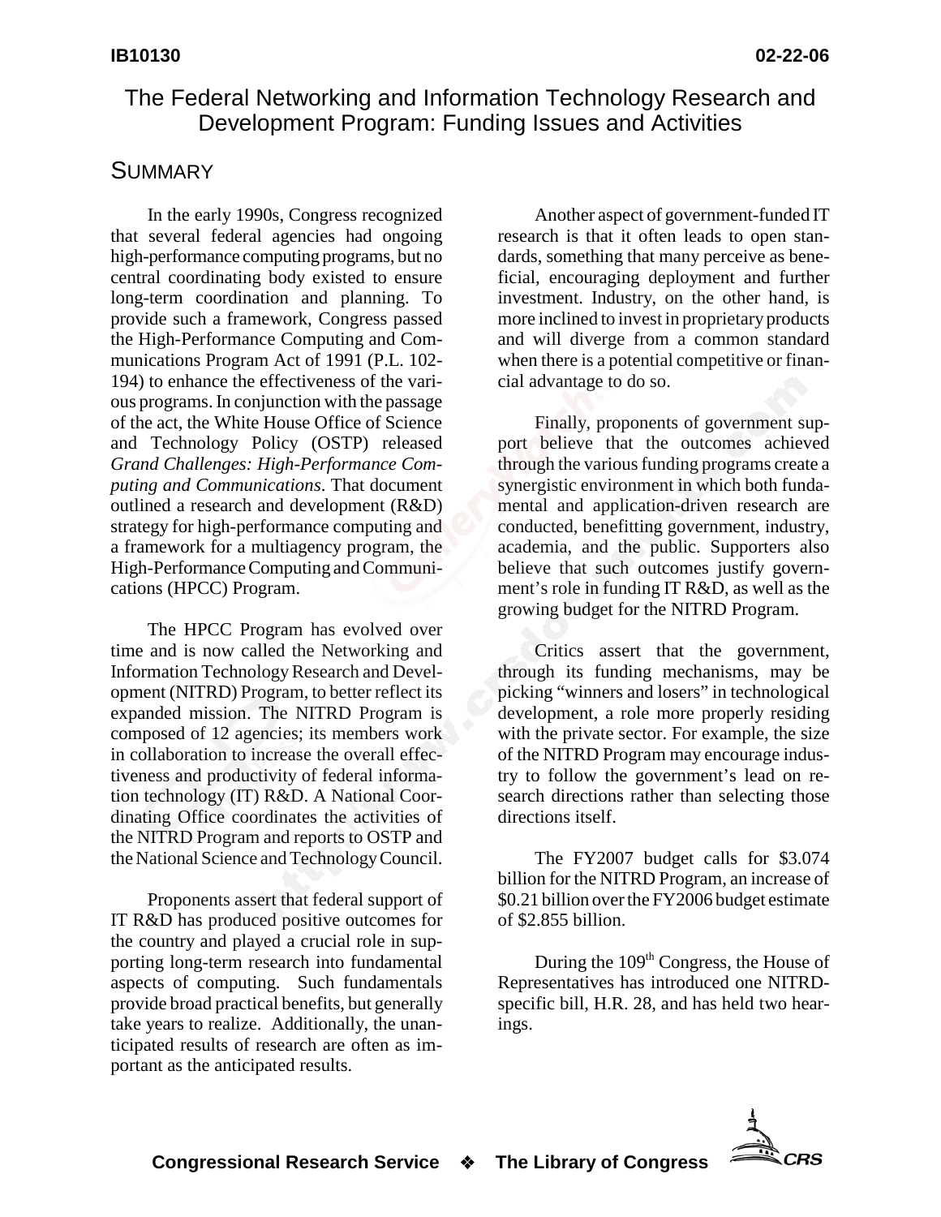# The Federal Networking and Information Technology Research and Development Program: Funding Issues and Activities

## Summary

In the early 1990s, Congress recognized that several federal agencies had ongoing high-performance computing programs, but no central coordinating body existed to ensure long-term coordination and planning. To provide such a framework, Congress passed the High-Performance Computing and Communications Program Act of 1991 (P.L. 102-194) to enhance the effectiveness of the various programs. In conjunction with the passage of the act, the White House Office of Science and Technology Policy (OSTP) released *Grand Challenges: High-Performance Computing and Communications*. That document outlined a research and development (R&D) strategy for high-performance computing and a framework for a multiagency program, the High-Performance Computing and Communications (HPCC) Program.

The HPCC Program has evolved over time and is now called the Networking and Information Technology Research and Development (NITRD) Program, to better reflect its expanded mission. The NITRD Program is composed of 12 agencies; its members work in collaboration to increase the overall effectiveness and productivity of federal information technology (IT) R&D. A National Coordinating Office coordinates the activities of the NITRD Program and reports to OSTP and the National Science and Technology Council.

Proponents assert that federal support of IT R&D has produced positive outcomes for the country and played a crucial role in supporting long-term research into fundamental aspects of computing. Such fundamentals provide broad practical benefits, but generally take years to realize. Additionally, the unanticipated results of research are often as important as the anticipated results.

Another aspect of government-funded IT research is that it often leads to open standards, something that many perceive as beneficial, encouraging deployment and further investment. Industry, on the other hand, is more inclined to invest in proprietary products and will diverge from a common standard when there is a potential competitive or financial advantage to do so.

Finally, proponents of government support believe that the outcomes achieved through the various funding programs create a synergistic environment in which both fundamental and application-driven research are conducted, benefitting government, industry, academia, and the public. Supporters also believe that such outcomes justify government's role in funding IT R&D, as well as the growing budget for the NITRD Program.

Critics assert that the government, through its funding mechanisms, may be picking "winners and losers" in technological development, a role more properly residing with the private sector. For example, the size of the NITRD Program may encourage industry to follow the government's lead on research directions rather than selecting those directions itself.

The FY2007 budget calls for $3.074 billion for the NITRD Program, an increase of $0.21 billion over the FY2006 budget estimate of $2.855 billion.

During the 109th Congress, the House of Representatives has introduced one NITRD-specific bill, H.R. 28, and has held two hearings.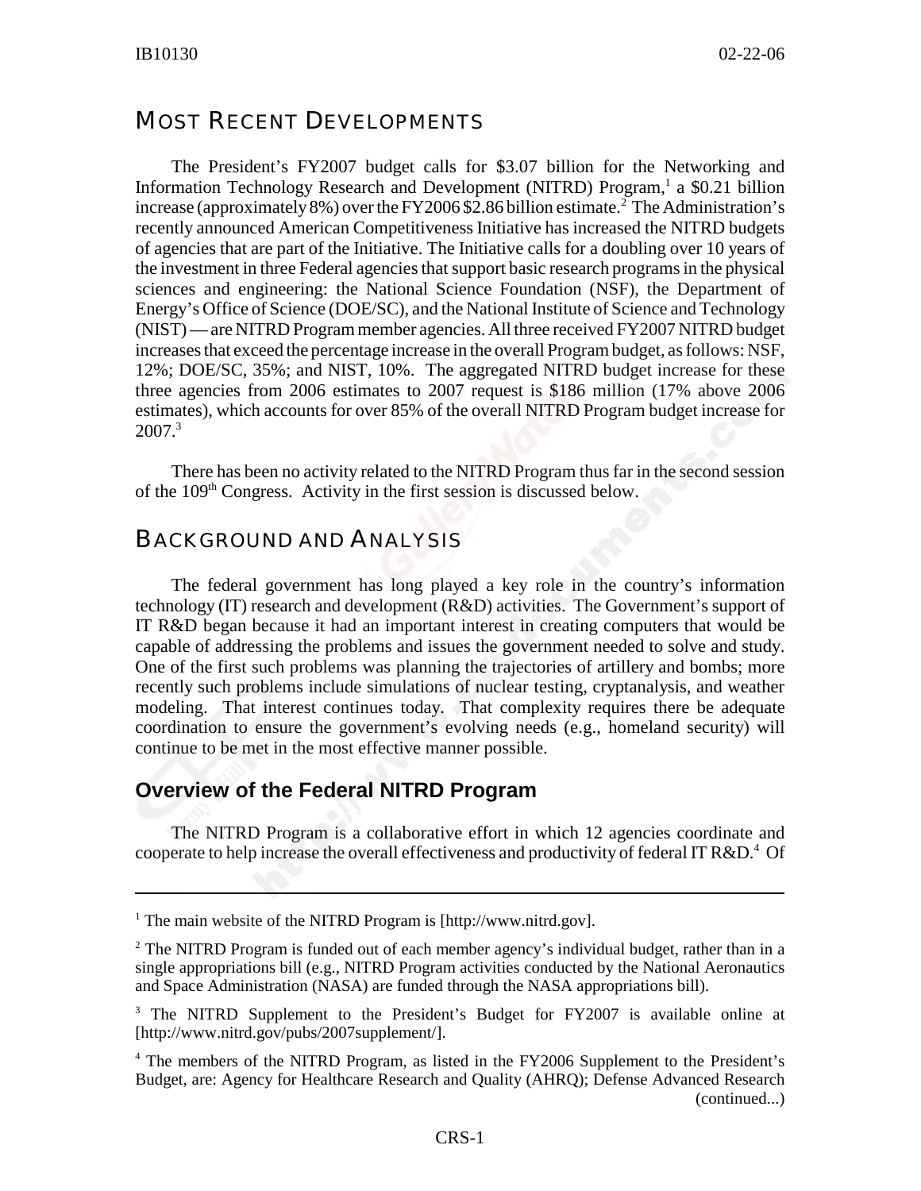# MOST RECENT DEVELOPMENTS

The President's FY2007 budget calls for $3.07 billion for the Networking and Information Technology Research and Development (NITRD) Program,[1] a $0.21 billion increase (approximately 8%) over the FY2006 $2.86 billion estimate.[2] The Administration's recently announced American Competitiveness Initiative has increased the NITRD budgets of agencies that are part of the Initiative. The Initiative calls for a doubling over 10 years of the investment in three Federal agencies that support basic research programs in the physical sciences and engineering: the National Science Foundation (NSF), the Department of Energy's Office of Science (DOE/SC), and the National Institute of Science and Technology (NIST) — are NITRD Program member agencies. All three received FY2007 NITRD budget increases that exceed the percentage increase in the overall Program budget, as follows: NSF, 12%; DOE/SC, 35%; and NIST, 10%. The aggregated NITRD budget increase for these three agencies from 2006 estimates to 2007 request is $186 million (17% above 2006 estimates), which accounts for over 85% of the overall NITRD Program budget increase for 2007.[3]

There has been no activity related to the NITRD Program thus far in the second session of the 109th Congress. Activity in the first session is discussed below.

# BACKGROUND AND ANALYSIS

The federal government has long played a key role in the country's information technology (IT) research and development (R&D) activities. The Government's support of IT R&D began because it had an important interest in creating computers that would be capable of addressing the problems and issues the government needed to solve and study. One of the first such problems was planning the trajectories of artillery and bombs; more recently such problems include simulations of nuclear testing, cryptanalysis, and weather modeling. That interest continues today. That complexity requires there be adequate coordination to ensure the government's evolving needs (e.g., homeland security) will continue to be met in the most effective manner possible.

## Overview of the Federal NITRD Program

The NITRD Program is a collaborative effort in which 12 agencies coordinate and cooperate to help increase the overall effectiveness and productivity of federal IT R&D.[4] Of

---

[1] The main website of the NITRD Program is [http://www.nitrd.gov].

[2] The NITRD Program is funded out of each member agency's individual budget, rather than in a single appropriations bill (e.g., NITRD Program activities conducted by the National Aeronautics and Space Administration (NASA) are funded through the NASA appropriations bill).

[3] The NITRD Supplement to the President's Budget for FY2007 is available online at [http://www.nitrd.gov/pubs/2007supplement/].

[4] The members of the NITRD Program, as listed in the FY2006 Supplement to the President's Budget, are: Agency for Healthcare Research and Quality (AHRQ); Defense Advanced Research (continued...)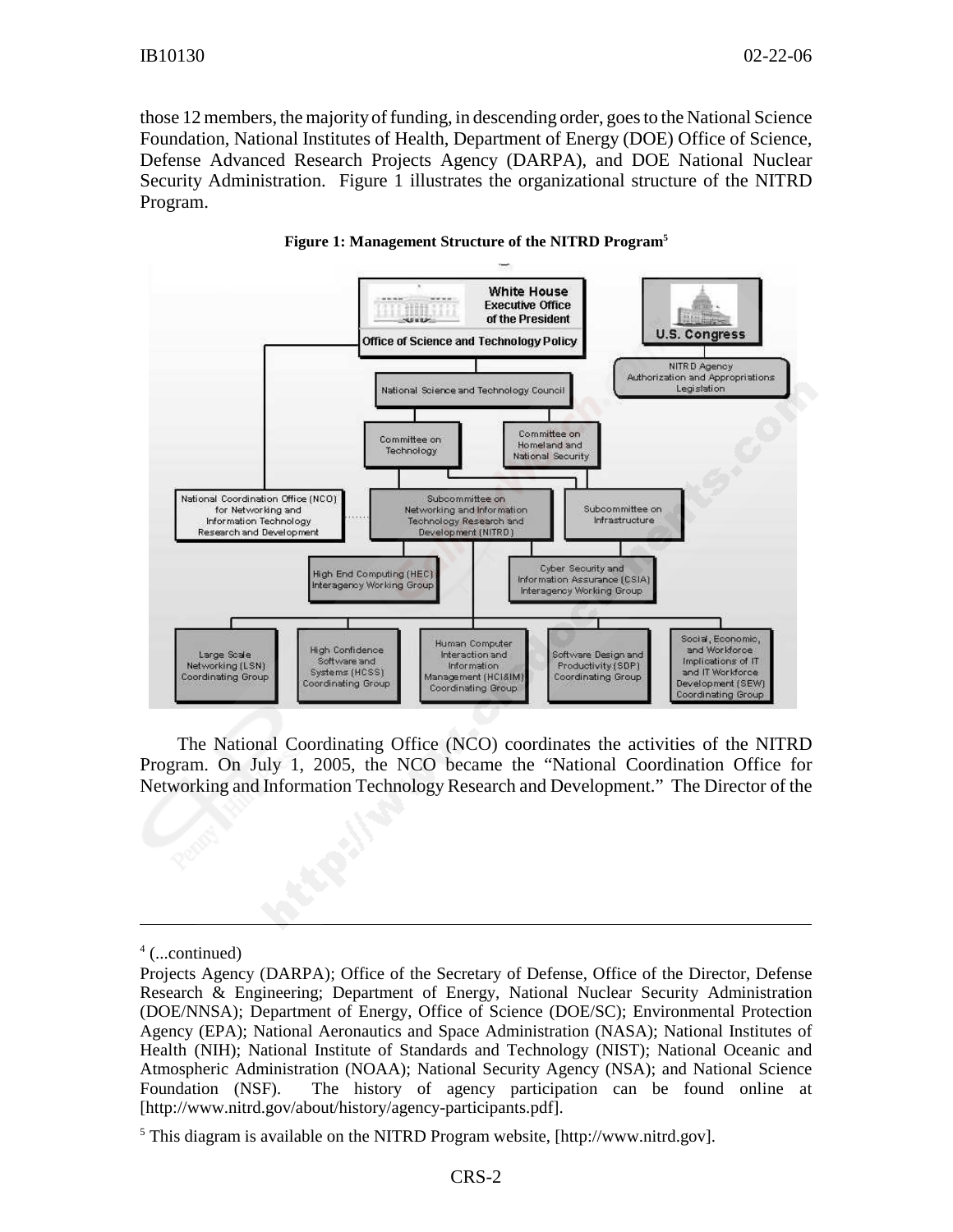those 12 members, the majority of funding, in descending order, goes to the National Science Foundation, National Institutes of Health, Department of Energy (DOE) Office of Science, Defense Advanced Research Projects Agency (DARPA), and DOE National Nuclear Security Administration. Figure 1 illustrates the organizational structure of the NITRD Program.

**Figure 1: Management Structure of the NITRD Program**[5]

The National Coordinating Office (NCO) coordinates the activities of the NITRD Program. On July 1, 2005, the NCO became the "National Coordination Office for Networking and Information Technology Research and Development." The Director of the

---

[4] (...continued)

Projects Agency (DARPA); Office of the Secretary of Defense, Office of the Director, Defense Research & Engineering; Department of Energy, National Nuclear Security Administration (DOE/NNSA); Department of Energy, Office of Science (DOE/SC); Environmental Protection Agency (EPA); National Aeronautics and Space Administration (NASA); National Institutes of Health (NIH); National Institute of Standards and Technology (NIST); National Oceanic and Atmospheric Administration (NOAA); National Security Agency (NSA); and National Science Foundation (NSF). The history of agency participation can be found online at [http://www.nitrd.gov/about/history/agency-participants.pdf].

[5] This diagram is available on the NITRD Program website, [http://www.nitrd.gov].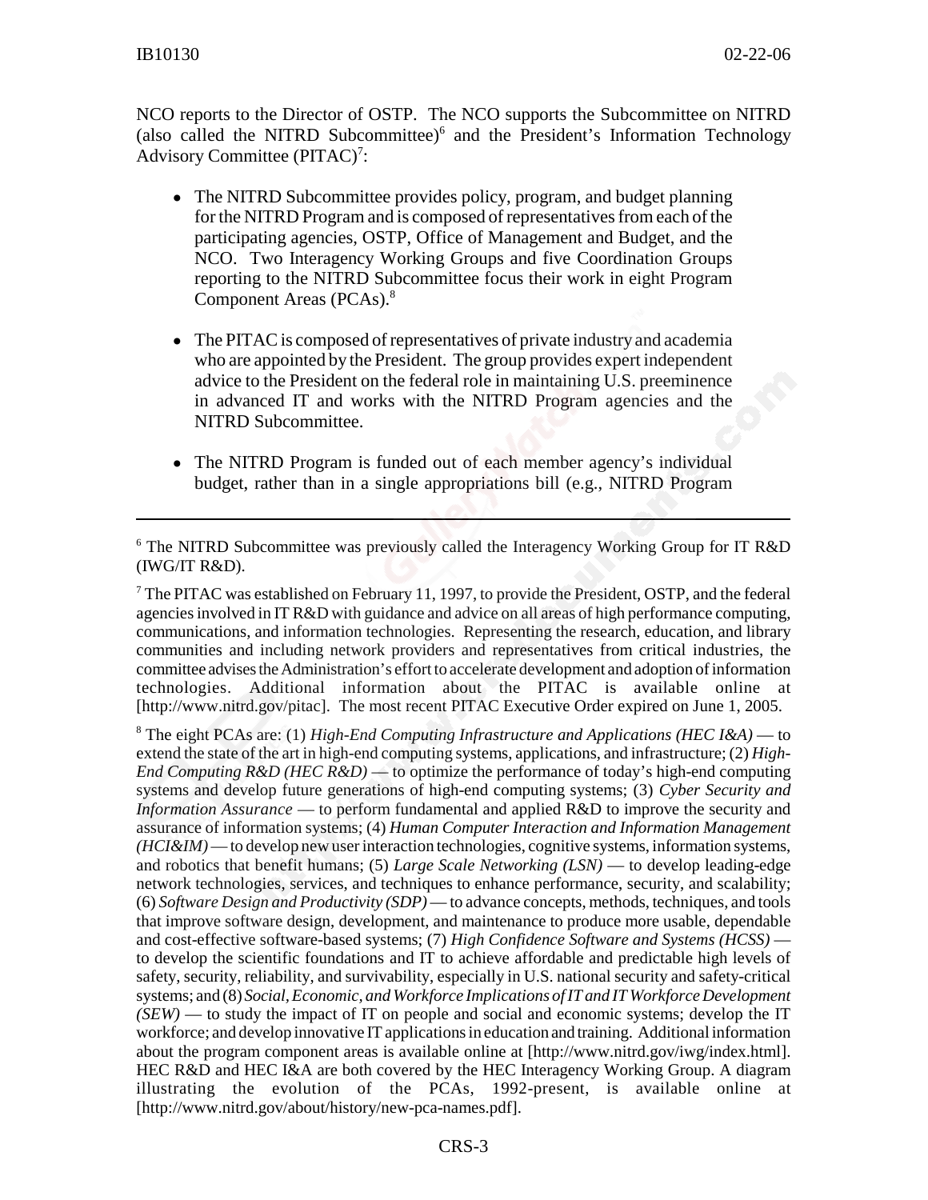NCO reports to the Director of OSTP. The NCO supports the Subcommittee on NITRD (also called the NITRD Subcommittee)[6] and the President's Information Technology Advisory Committee (PITAC)[7]:

- The NITRD Subcommittee provides policy, program, and budget planning for the NITRD Program and is composed of representatives from each of the participating agencies, OSTP, Office of Management and Budget, and the NCO. Two Interagency Working Groups and five Coordination Groups reporting to the NITRD Subcommittee focus their work in eight Program Component Areas (PCAs).[8]

- The PITAC is composed of representatives of private industry and academia who are appointed by the President. The group provides expert independent advice to the President on the federal role in maintaining U.S. preeminence in advanced IT and works with the NITRD Program agencies and the NITRD Subcommittee.

- The NITRD Program is funded out of each member agency's individual budget, rather than in a single appropriations bill (e.g., NITRD Program

---

[6] The NITRD Subcommittee was previously called the Interagency Working Group for IT R&D (IWG/IT R&D).

[7] The PITAC was established on February 11, 1997, to provide the President, OSTP, and the federal agencies involved in IT R&D with guidance and advice on all areas of high performance computing, communications, and information technologies. Representing the research, education, and library communities and including network providers and representatives from critical industries, the committee advises the Administration's effort to accelerate development and adoption of information technologies. Additional information about the PITAC is available online at [http://www.nitrd.gov/pitac]. The most recent PITAC Executive Order expired on June 1, 2005.

[8] The eight PCAs are: (1) *High-End Computing Infrastructure and Applications (HEC I&A)* — to extend the state of the art in high-end computing systems, applications, and infrastructure; (2) *High-End Computing R&D (HEC R&D)* — to optimize the performance of today's high-end computing systems and develop future generations of high-end computing systems; (3) *Cyber Security and Information Assurance* — to perform fundamental and applied R&D to improve the security and assurance of information systems; (4) *Human Computer Interaction and Information Management (HCI&IM)* — to develop new user interaction technologies, cognitive systems, information systems, and robotics that benefit humans; (5) *Large Scale Networking (LSN)* — to develop leading-edge network technologies, services, and techniques to enhance performance, security, and scalability; (6) *Software Design and Productivity (SDP)* — to advance concepts, methods, techniques, and tools that improve software design, development, and maintenance to produce more usable, dependable and cost-effective software-based systems; (7) *High Confidence Software and Systems (HCSS)* — to develop the scientific foundations and IT to achieve affordable and predictable high levels of safety, security, reliability, and survivability, especially in U.S. national security and safety-critical systems; and (8) *Social, Economic, and Workforce Implications of IT and IT Workforce Development (SEW)* — to study the impact of IT on people and social and economic systems; develop the IT workforce; and develop innovative IT applications in education and training. Additional information about the program component areas is available online at [http://www.nitrd.gov/iwg/index.html]. HEC R&D and HEC I&A are both covered by the HEC Interagency Working Group. A diagram illustrating the evolution of the PCAs, 1992-present, is available online at [http://www.nitrd.gov/about/history/new-pca-names.pdf].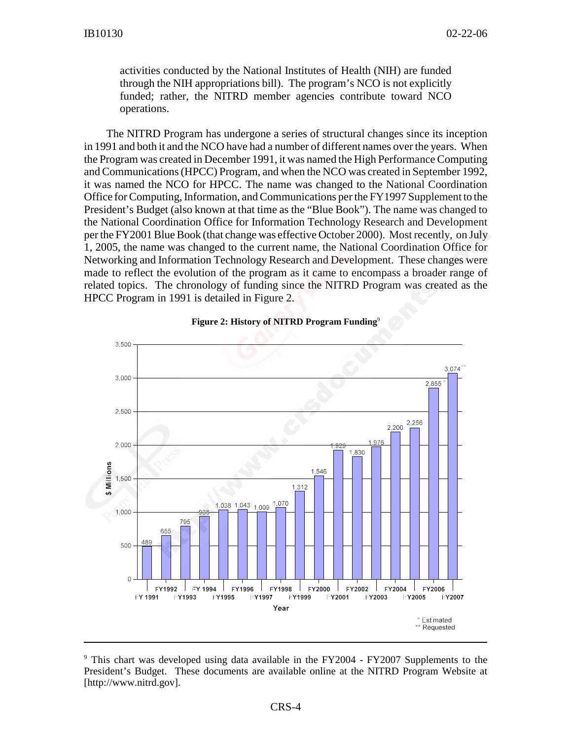activities conducted by the National Institutes of Health (NIH) are funded through the NIH appropriations bill). The program's NCO is not explicitly funded; rather, the NITRD member agencies contribute toward NCO operations.

The NITRD Program has undergone a series of structural changes since its inception in 1991 and both it and the NCO have had a number of different names over the years. When the Program was created in December 1991, it was named the High Performance Computing and Communications (HPCC) Program, and when the NCO was created in September 1992, it was named the NCO for HPCC. The name was changed to the National Coordination Office for Computing, Information, and Communications per the FY1997 Supplement to the President's Budget (also known at that time as the "Blue Book"). The name was changed to the National Coordination Office for Information Technology Research and Development per the FY2001 Blue Book (that change was effective October 2000). Most recently, on July 1, 2005, the name was changed to the current name, the National Coordination Office for Networking and Information Technology Research and Development. These changes were made to reflect the evolution of the program as it came to encompass a broader range of related topics. The chronology of funding since the NITRD Program was created as the HPCC Program in 1991 is detailed in Figure 2.

**Figure 2: History of NITRD Program Funding**[9]

| Year | $ Millions |
|---|---|
| FY 1991 | 489 |
| FY1992 | 655 |
| FY1993 | 795 |
| FY 1994 | 938 |
| FY1995 | 1,038 |
| FY1996 | 1,043 |
| FY1997 | 1,009 |
| FY1998 | 1,070 |
| FY1999 | 1,312 |
| FY2000 | 1,546 |
| FY2001 | 1,928 |
| FY2002 | 1,830 |
| FY2003 | 1,976 |
| FY2004 | 2,200 |
| FY2005 | 2,256 |
| FY2006 | 2,855 * |
| FY2007 | 3,074 ** |

\* Estimated
\*\* Requested

---

[9] This chart was developed using data available in the FY2004 - FY2007 Supplements to the President's Budget. These documents are available online at the NITRD Program Website at [http://www.nitrd.gov].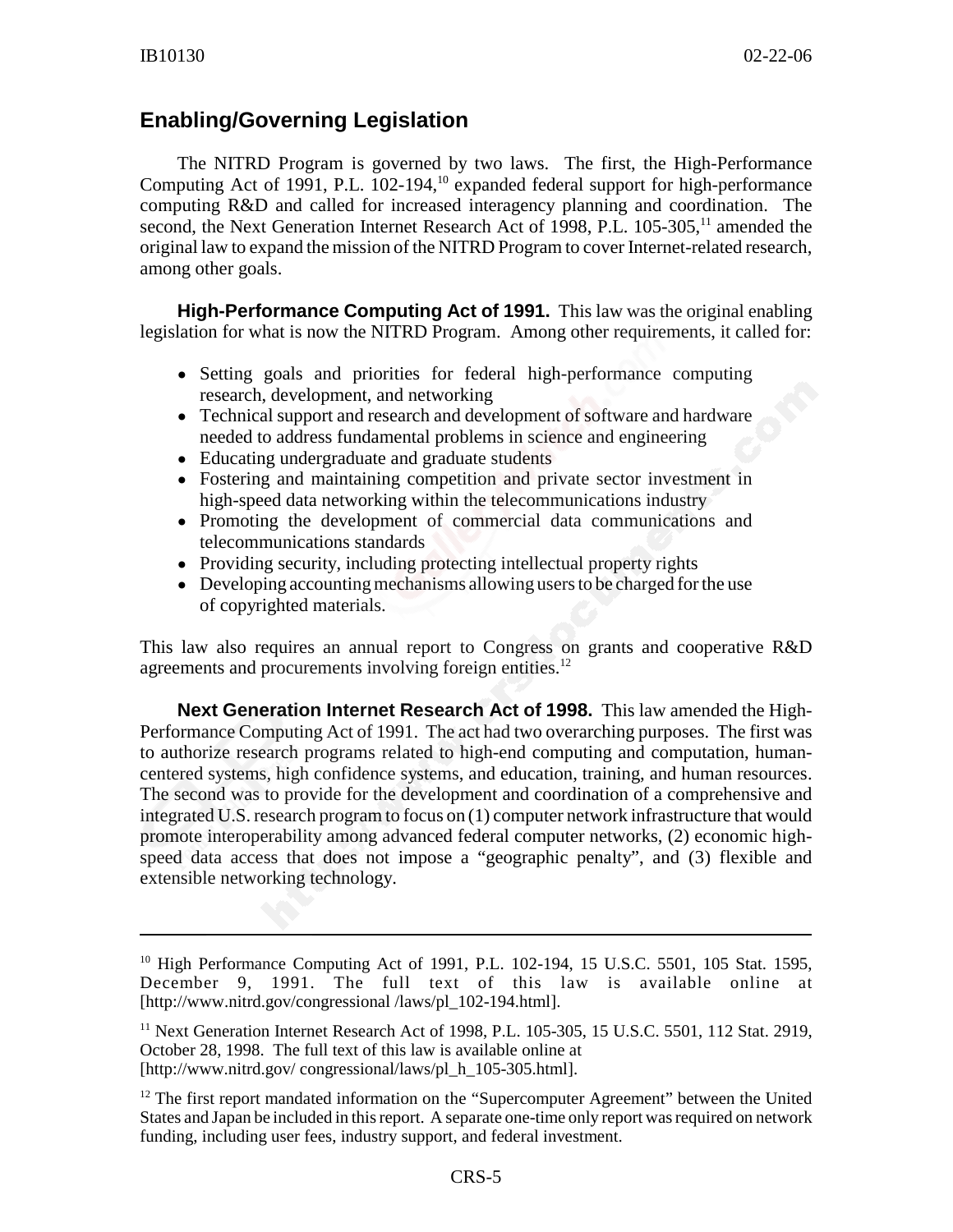## Enabling/Governing Legislation

The NITRD Program is governed by two laws. The first, the High-Performance Computing Act of 1991, P.L. 102-194,[10] expanded federal support for high-performance computing R&D and called for increased interagency planning and coordination. The second, the Next Generation Internet Research Act of 1998, P.L. 105-305,[11] amended the original law to expand the mission of the NITRD Program to cover Internet-related research, among other goals.

**High-Performance Computing Act of 1991.** This law was the original enabling legislation for what is now the NITRD Program. Among other requirements, it called for:

- Setting goals and priorities for federal high-performance computing research, development, and networking
- Technical support and research and development of software and hardware needed to address fundamental problems in science and engineering
- Educating undergraduate and graduate students
- Fostering and maintaining competition and private sector investment in high-speed data networking within the telecommunications industry
- Promoting the development of commercial data communications and telecommunications standards
- Providing security, including protecting intellectual property rights
- Developing accounting mechanisms allowing users to be charged for the use of copyrighted materials.

This law also requires an annual report to Congress on grants and cooperative R&D agreements and procurements involving foreign entities.[12]

**Next Generation Internet Research Act of 1998.** This law amended the High-Performance Computing Act of 1991. The act had two overarching purposes. The first was to authorize research programs related to high-end computing and computation, human-centered systems, high confidence systems, and education, training, and human resources. The second was to provide for the development and coordination of a comprehensive and integrated U.S. research program to focus on (1) computer network infrastructure that would promote interoperability among advanced federal computer networks, (2) economic high-speed data access that does not impose a "geographic penalty", and (3) flexible and extensible networking technology.

---

[10] High Performance Computing Act of 1991, P.L. 102-194, 15 U.S.C. 5501, 105 Stat. 1595, December 9, 1991. The full text of this law is available online at [http://www.nitrd.gov/congressional /laws/pl_102-194.html].

[11] Next Generation Internet Research Act of 1998, P.L. 105-305, 15 U.S.C. 5501, 112 Stat. 2919, October 28, 1998. The full text of this law is available online at [http://www.nitrd.gov/ congressional/laws/pl_h_105-305.html].

[12] The first report mandated information on the "Supercomputer Agreement" between the United States and Japan be included in this report. A separate one-time only report was required on network funding, including user fees, industry support, and federal investment.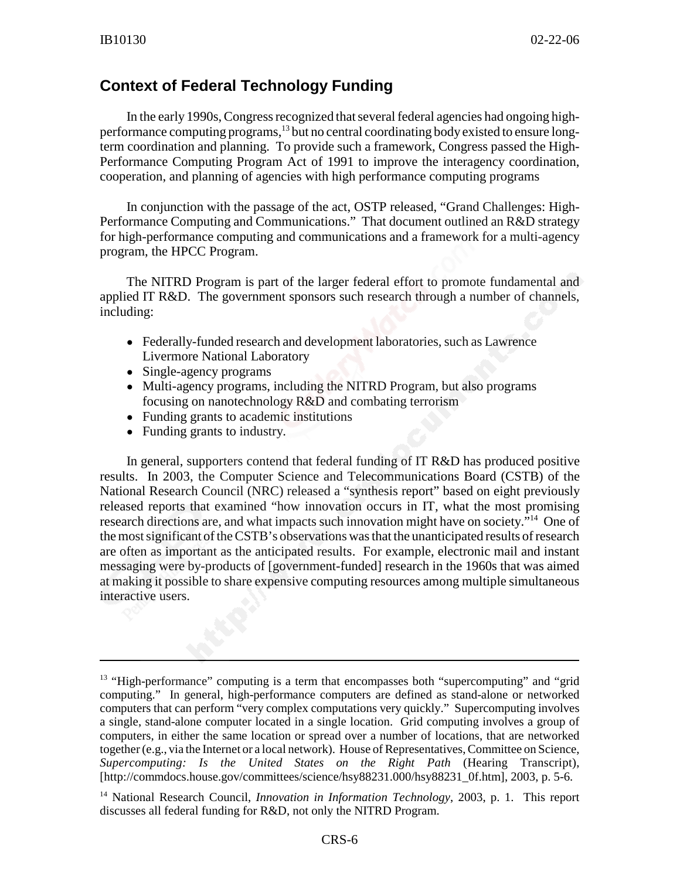## Context of Federal Technology Funding

In the early 1990s, Congress recognized that several federal agencies had ongoing high-performance computing programs,[13] but no central coordinating body existed to ensure long-term coordination and planning. To provide such a framework, Congress passed the High-Performance Computing Program Act of 1991 to improve the interagency coordination, cooperation, and planning of agencies with high performance computing programs

In conjunction with the passage of the act, OSTP released, "Grand Challenges: High-Performance Computing and Communications." That document outlined an R&D strategy for high-performance computing and communications and a framework for a multi-agency program, the HPCC Program.

The NITRD Program is part of the larger federal effort to promote fundamental and applied IT R&D. The government sponsors such research through a number of channels, including:

- Federally-funded research and development laboratories, such as Lawrence Livermore National Laboratory
- Single-agency programs
- Multi-agency programs, including the NITRD Program, but also programs focusing on nanotechnology R&D and combating terrorism
- Funding grants to academic institutions
- Funding grants to industry.

In general, supporters contend that federal funding of IT R&D has produced positive results. In 2003, the Computer Science and Telecommunications Board (CSTB) of the National Research Council (NRC) released a "synthesis report" based on eight previously released reports that examined "how innovation occurs in IT, what the most promising research directions are, and what impacts such innovation might have on society."[14] One of the most significant of the CSTB's observations was that the unanticipated results of research are often as important as the anticipated results. For example, electronic mail and instant messaging were by-products of [government-funded] research in the 1960s that was aimed at making it possible to share expensive computing resources among multiple simultaneous interactive users.

---

[13] "High-performance" computing is a term that encompasses both "supercomputing" and "grid computing." In general, high-performance computers are defined as stand-alone or networked computers that can perform "very complex computations very quickly." Supercomputing involves a single, stand-alone computer located in a single location. Grid computing involves a group of computers, in either the same location or spread over a number of locations, that are networked together (e.g., via the Internet or a local network). House of Representatives, Committee on Science, *Supercomputing: Is the United States on the Right Path* (Hearing Transcript), [http://commdocs.house.gov/committees/science/hsy88231.000/hsy88231_0f.htm], 2003, p. 5-6.

[14] National Research Council, *Innovation in Information Technology*, 2003, p. 1. This report discusses all federal funding for R&D, not only the NITRD Program.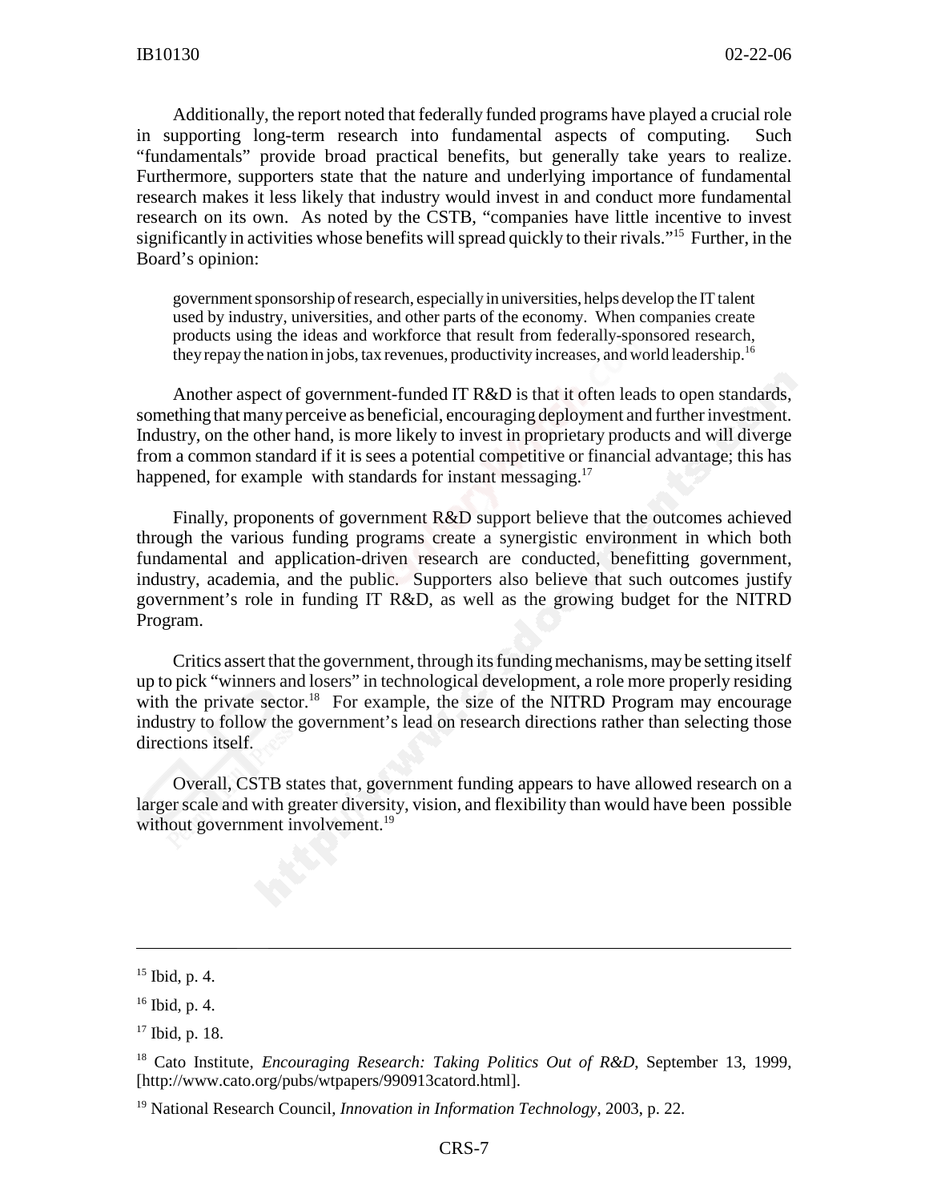Additionally, the report noted that federally funded programs have played a crucial role in supporting long-term research into fundamental aspects of computing. Such "fundamentals" provide broad practical benefits, but generally take years to realize. Furthermore, supporters state that the nature and underlying importance of fundamental research makes it less likely that industry would invest in and conduct more fundamental research on its own. As noted by the CSTB, "companies have little incentive to invest significantly in activities whose benefits will spread quickly to their rivals."[15] Further, in the Board's opinion:

> government sponsorship of research, especially in universities, helps develop the IT talent used by industry, universities, and other parts of the economy. When companies create products using the ideas and workforce that result from federally-sponsored research, they repay the nation in jobs, tax revenues, productivity increases, and world leadership.[16]

Another aspect of government-funded IT R&D is that it often leads to open standards, something that many perceive as beneficial, encouraging deployment and further investment. Industry, on the other hand, is more likely to invest in proprietary products and will diverge from a common standard if it is sees a potential competitive or financial advantage; this has happened, for example with standards for instant messaging.[17]

Finally, proponents of government R&D support believe that the outcomes achieved through the various funding programs create a synergistic environment in which both fundamental and application-driven research are conducted, benefitting government, industry, academia, and the public. Supporters also believe that such outcomes justify government's role in funding IT R&D, as well as the growing budget for the NITRD Program.

Critics assert that the government, through its funding mechanisms, may be setting itself up to pick "winners and losers" in technological development, a role more properly residing with the private sector.[18] For example, the size of the NITRD Program may encourage industry to follow the government's lead on research directions rather than selecting those directions itself.

Overall, CSTB states that, government funding appears to have allowed research on a larger scale and with greater diversity, vision, and flexibility than would have been possible without government involvement.[19]

---

[15] Ibid, p. 4.

[16] Ibid, p. 4.

[17] Ibid, p. 18.

[18] Cato Institute, *Encouraging Research: Taking Politics Out of R&D*, September 13, 1999, [http://www.cato.org/pubs/wtpapers/990913catord.html].

[19] National Research Council, *Innovation in Information Technology*, 2003, p. 22.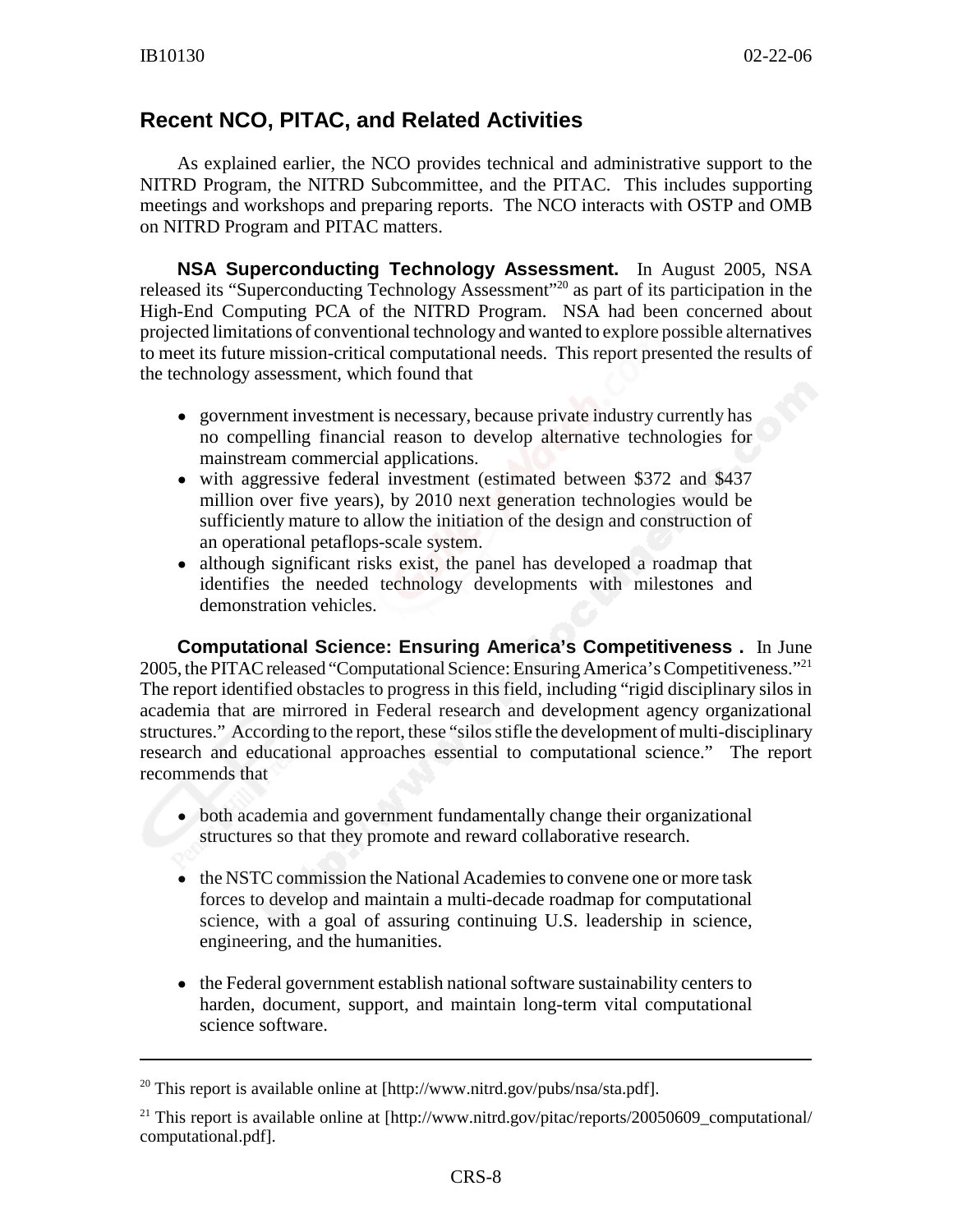## Recent NCO, PITAC, and Related Activities

As explained earlier, the NCO provides technical and administrative support to the NITRD Program, the NITRD Subcommittee, and the PITAC. This includes supporting meetings and workshops and preparing reports. The NCO interacts with OSTP and OMB on NITRD Program and PITAC matters.

**NSA Superconducting Technology Assessment.** In August 2005, NSA released its "Superconducting Technology Assessment"[20] as part of its participation in the High-End Computing PCA of the NITRD Program. NSA had been concerned about projected limitations of conventional technology and wanted to explore possible alternatives to meet its future mission-critical computational needs. This report presented the results of the technology assessment, which found that

- government investment is necessary, because private industry currently has no compelling financial reason to develop alternative technologies for mainstream commercial applications.
- with aggressive federal investment (estimated between $372 and $437 million over five years), by 2010 next generation technologies would be sufficiently mature to allow the initiation of the design and construction of an operational petaflops-scale system.
- although significant risks exist, the panel has developed a roadmap that identifies the needed technology developments with milestones and demonstration vehicles.

**Computational Science: Ensuring America's Competitiveness .** In June 2005, the PITAC released "Computational Science: Ensuring America's Competitiveness."[21] The report identified obstacles to progress in this field, including "rigid disciplinary silos in academia that are mirrored in Federal research and development agency organizational structures." According to the report, these "silos stifle the development of multi-disciplinary research and educational approaches essential to computational science." The report recommends that

- both academia and government fundamentally change their organizational structures so that they promote and reward collaborative research.
- the NSTC commission the National Academies to convene one or more task forces to develop and maintain a multi-decade roadmap for computational science, with a goal of assuring continuing U.S. leadership in science, engineering, and the humanities.
- the Federal government establish national software sustainability centers to harden, document, support, and maintain long-term vital computational science software.

---

[20] This report is available online at [http://www.nitrd.gov/pubs/nsa/sta.pdf].

[21] This report is available online at [http://www.nitrd.gov/pitac/reports/20050609_computational/computational.pdf].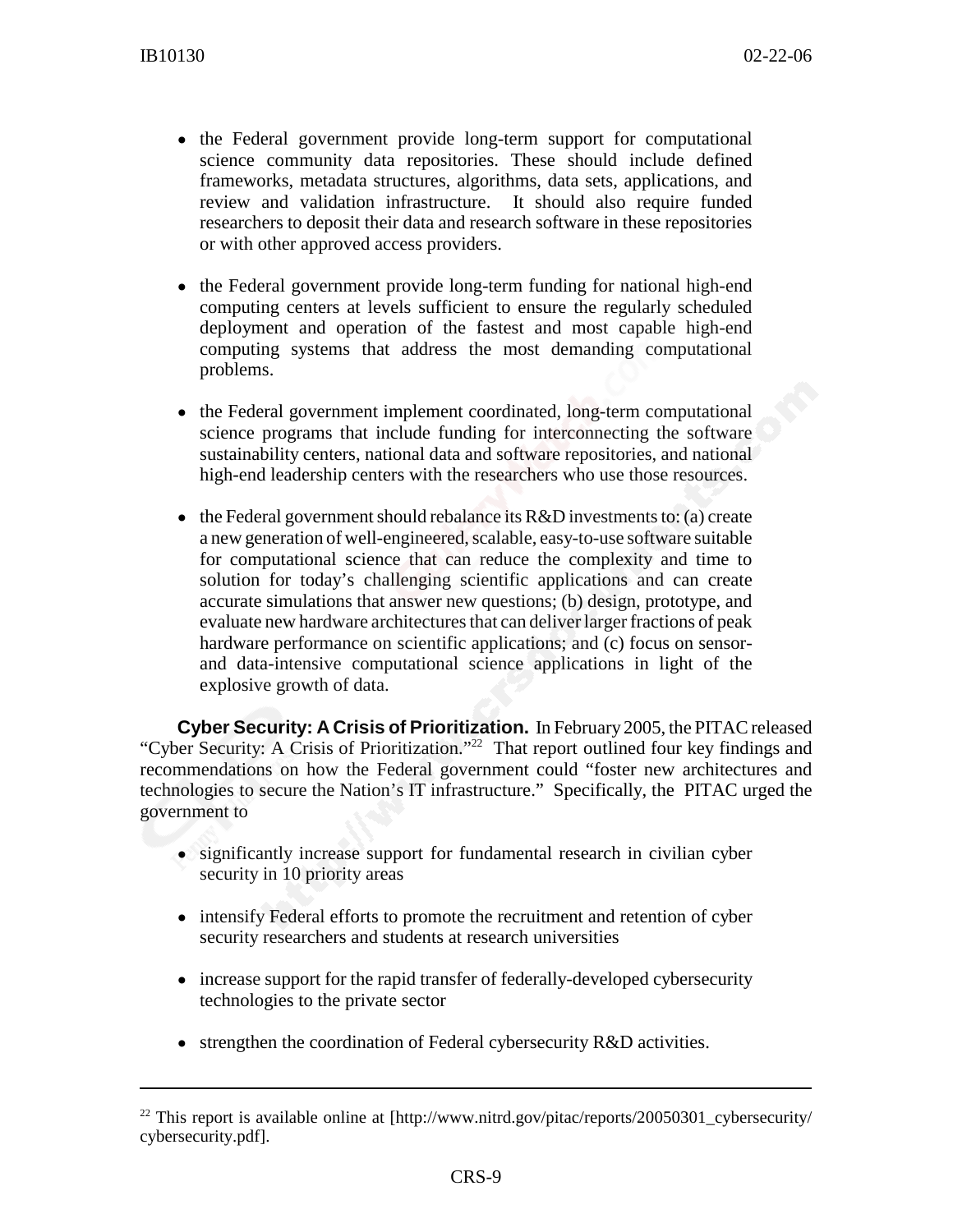- the Federal government provide long-term support for computational science community data repositories. These should include defined frameworks, metadata structures, algorithms, data sets, applications, and review and validation infrastructure. It should also require funded researchers to deposit their data and research software in these repositories or with other approved access providers.

- the Federal government provide long-term funding for national high-end computing centers at levels sufficient to ensure the regularly scheduled deployment and operation of the fastest and most capable high-end computing systems that address the most demanding computational problems.

- the Federal government implement coordinated, long-term computational science programs that include funding for interconnecting the software sustainability centers, national data and software repositories, and national high-end leadership centers with the researchers who use those resources.

- the Federal government should rebalance its R&D investments to: (a) create a new generation of well-engineered, scalable, easy-to-use software suitable for computational science that can reduce the complexity and time to solution for today's challenging scientific applications and can create accurate simulations that answer new questions; (b) design, prototype, and evaluate new hardware architectures that can deliver larger fractions of peak hardware performance on scientific applications; and (c) focus on sensor- and data-intensive computational science applications in light of the explosive growth of data.

**Cyber Security: A Crisis of Prioritization.** In February 2005, the PITAC released "Cyber Security: A Crisis of Prioritization."[22] That report outlined four key findings and recommendations on how the Federal government could "foster new architectures and technologies to secure the Nation's IT infrastructure." Specifically, the PITAC urged the government to

- significantly increase support for fundamental research in civilian cyber security in 10 priority areas

- intensify Federal efforts to promote the recruitment and retention of cyber security researchers and students at research universities

- increase support for the rapid transfer of federally-developed cybersecurity technologies to the private sector

- strengthen the coordination of Federal cybersecurity R&D activities.

---

[22] This report is available online at [http://www.nitrd.gov/pitac/reports/20050301_cybersecurity/cybersecurity.pdf].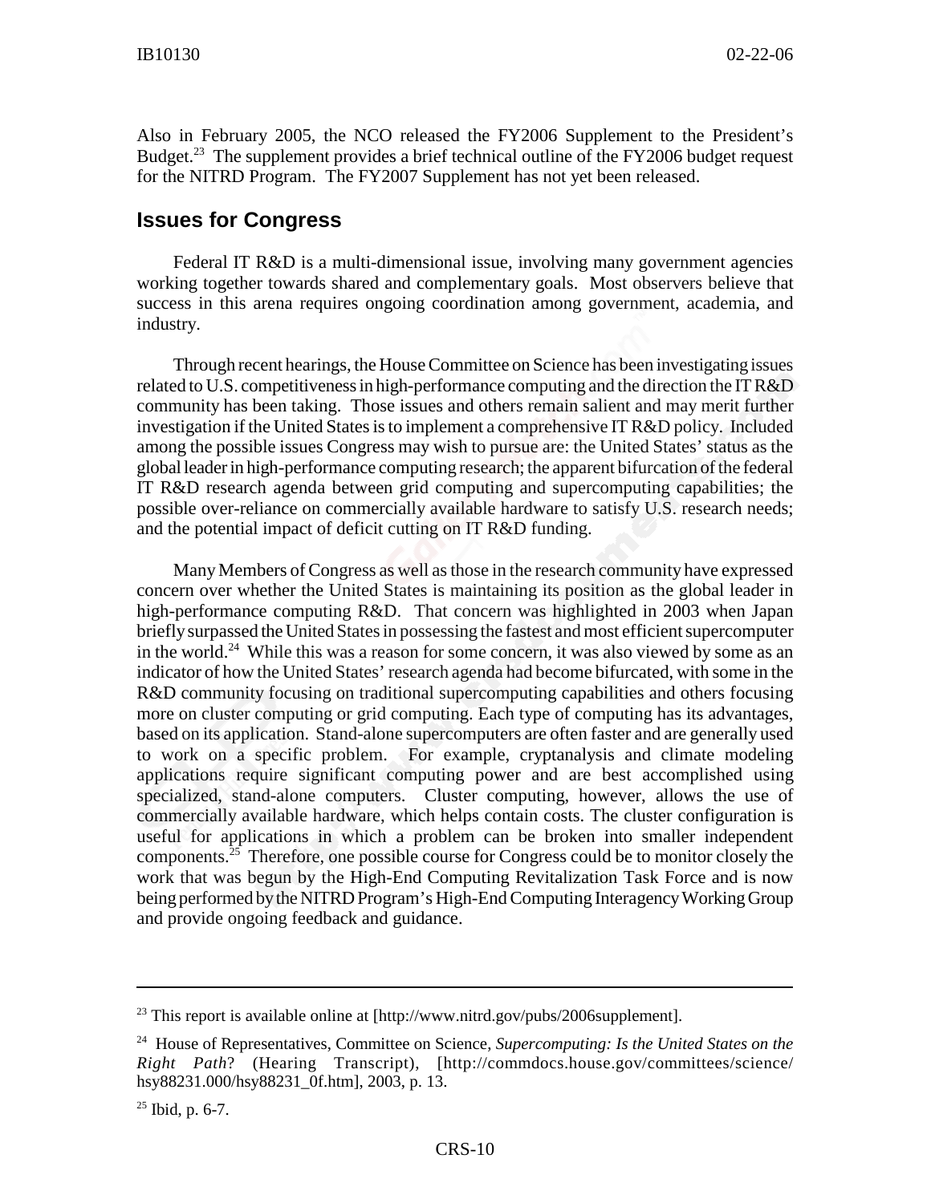Also in February 2005, the NCO released the FY2006 Supplement to the President's Budget.[23] The supplement provides a brief technical outline of the FY2006 budget request for the NITRD Program. The FY2007 Supplement has not yet been released.

## Issues for Congress

Federal IT R&D is a multi-dimensional issue, involving many government agencies working together towards shared and complementary goals. Most observers believe that success in this arena requires ongoing coordination among government, academia, and industry.

Through recent hearings, the House Committee on Science has been investigating issues related to U.S. competitiveness in high-performance computing and the direction the IT R&D community has been taking. Those issues and others remain salient and may merit further investigation if the United States is to implement a comprehensive IT R&D policy. Included among the possible issues Congress may wish to pursue are: the United States' status as the global leader in high-performance computing research; the apparent bifurcation of the federal IT R&D research agenda between grid computing and supercomputing capabilities; the possible over-reliance on commercially available hardware to satisfy U.S. research needs; and the potential impact of deficit cutting on IT R&D funding.

Many Members of Congress as well as those in the research community have expressed concern over whether the United States is maintaining its position as the global leader in high-performance computing R&D. That concern was highlighted in 2003 when Japan briefly surpassed the United States in possessing the fastest and most efficient supercomputer in the world.[24] While this was a reason for some concern, it was also viewed by some as an indicator of how the United States' research agenda had become bifurcated, with some in the R&D community focusing on traditional supercomputing capabilities and others focusing more on cluster computing or grid computing. Each type of computing has its advantages, based on its application. Stand-alone supercomputers are often faster and are generally used to work on a specific problem. For example, cryptanalysis and climate modeling applications require significant computing power and are best accomplished using specialized, stand-alone computers. Cluster computing, however, allows the use of commercially available hardware, which helps contain costs. The cluster configuration is useful for applications in which a problem can be broken into smaller independent components.[25] Therefore, one possible course for Congress could be to monitor closely the work that was begun by the High-End Computing Revitalization Task Force and is now being performed by the NITRD Program's High-End Computing Interagency Working Group and provide ongoing feedback and guidance.

---

[23] This report is available online at [http://www.nitrd.gov/pubs/2006supplement].

[24] House of Representatives, Committee on Science, *Supercomputing: Is the United States on the Right Path*? (Hearing Transcript), [http://commdocs.house.gov/committees/science/hsy88231.000/hsy88231_0f.htm], 2003, p. 13.

[25] Ibid, p. 6-7.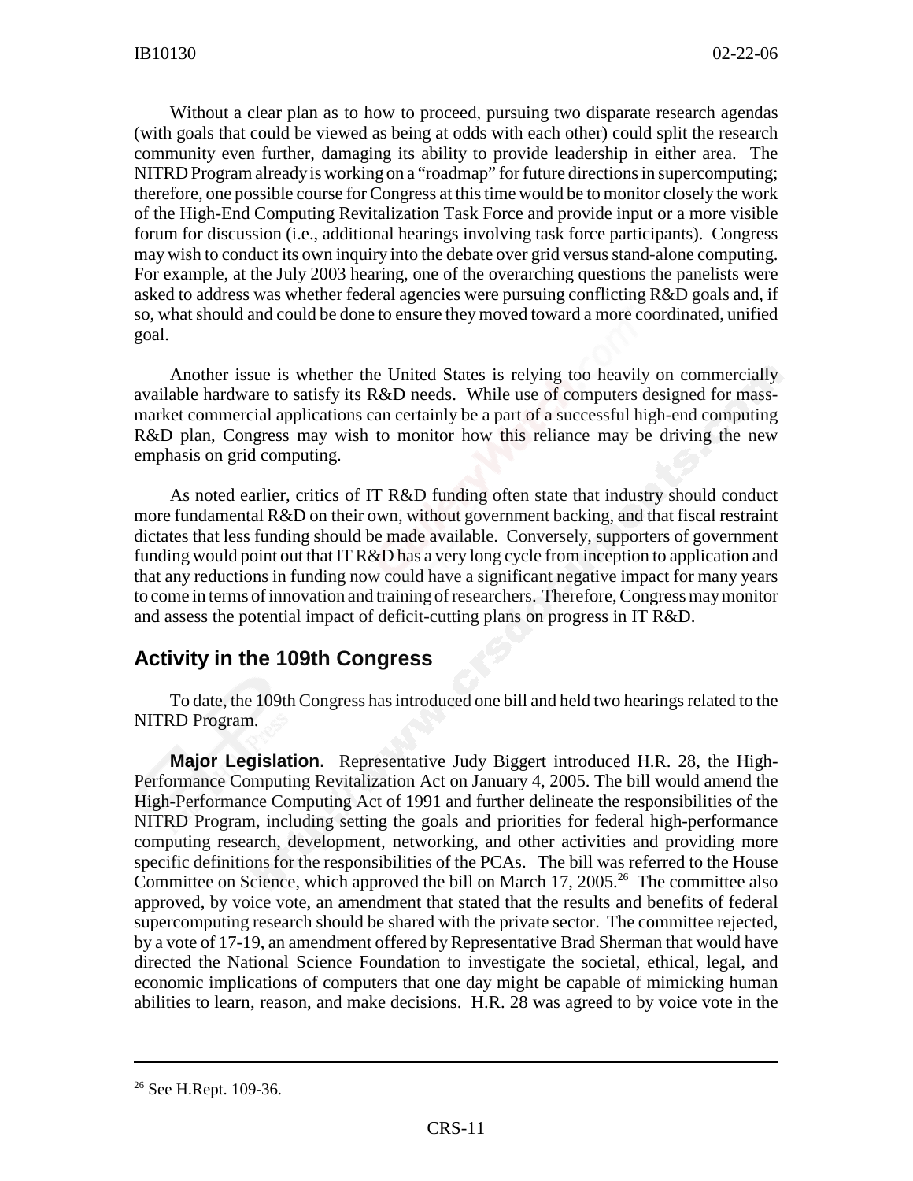Without a clear plan as to how to proceed, pursuing two disparate research agendas (with goals that could be viewed as being at odds with each other) could split the research community even further, damaging its ability to provide leadership in either area. The NITRD Program already is working on a "roadmap" for future directions in supercomputing; therefore, one possible course for Congress at this time would be to monitor closely the work of the High-End Computing Revitalization Task Force and provide input or a more visible forum for discussion (i.e., additional hearings involving task force participants). Congress may wish to conduct its own inquiry into the debate over grid versus stand-alone computing. For example, at the July 2003 hearing, one of the overarching questions the panelists were asked to address was whether federal agencies were pursuing conflicting R&D goals and, if so, what should and could be done to ensure they moved toward a more coordinated, unified goal.

Another issue is whether the United States is relying too heavily on commercially available hardware to satisfy its R&D needs. While use of computers designed for mass-market commercial applications can certainly be a part of a successful high-end computing R&D plan, Congress may wish to monitor how this reliance may be driving the new emphasis on grid computing.

As noted earlier, critics of IT R&D funding often state that industry should conduct more fundamental R&D on their own, without government backing, and that fiscal restraint dictates that less funding should be made available. Conversely, supporters of government funding would point out that IT R&D has a very long cycle from inception to application and that any reductions in funding now could have a significant negative impact for many years to come in terms of innovation and training of researchers. Therefore, Congress may monitor and assess the potential impact of deficit-cutting plans on progress in IT R&D.

## Activity in the 109th Congress

To date, the 109th Congress has introduced one bill and held two hearings related to the NITRD Program.

**Major Legislation.** Representative Judy Biggert introduced H.R. 28, the High-Performance Computing Revitalization Act on January 4, 2005. The bill would amend the High-Performance Computing Act of 1991 and further delineate the responsibilities of the NITRD Program, including setting the goals and priorities for federal high-performance computing research, development, networking, and other activities and providing more specific definitions for the responsibilities of the PCAs. The bill was referred to the House Committee on Science, which approved the bill on March 17, 2005.[26] The committee also approved, by voice vote, an amendment that stated that the results and benefits of federal supercomputing research should be shared with the private sector. The committee rejected, by a vote of 17-19, an amendment offered by Representative Brad Sherman that would have directed the National Science Foundation to investigate the societal, ethical, legal, and economic implications of computers that one day might be capable of mimicking human abilities to learn, reason, and make decisions. H.R. 28 was agreed to by voice vote in the

---

[26] See H.Rept. 109-36.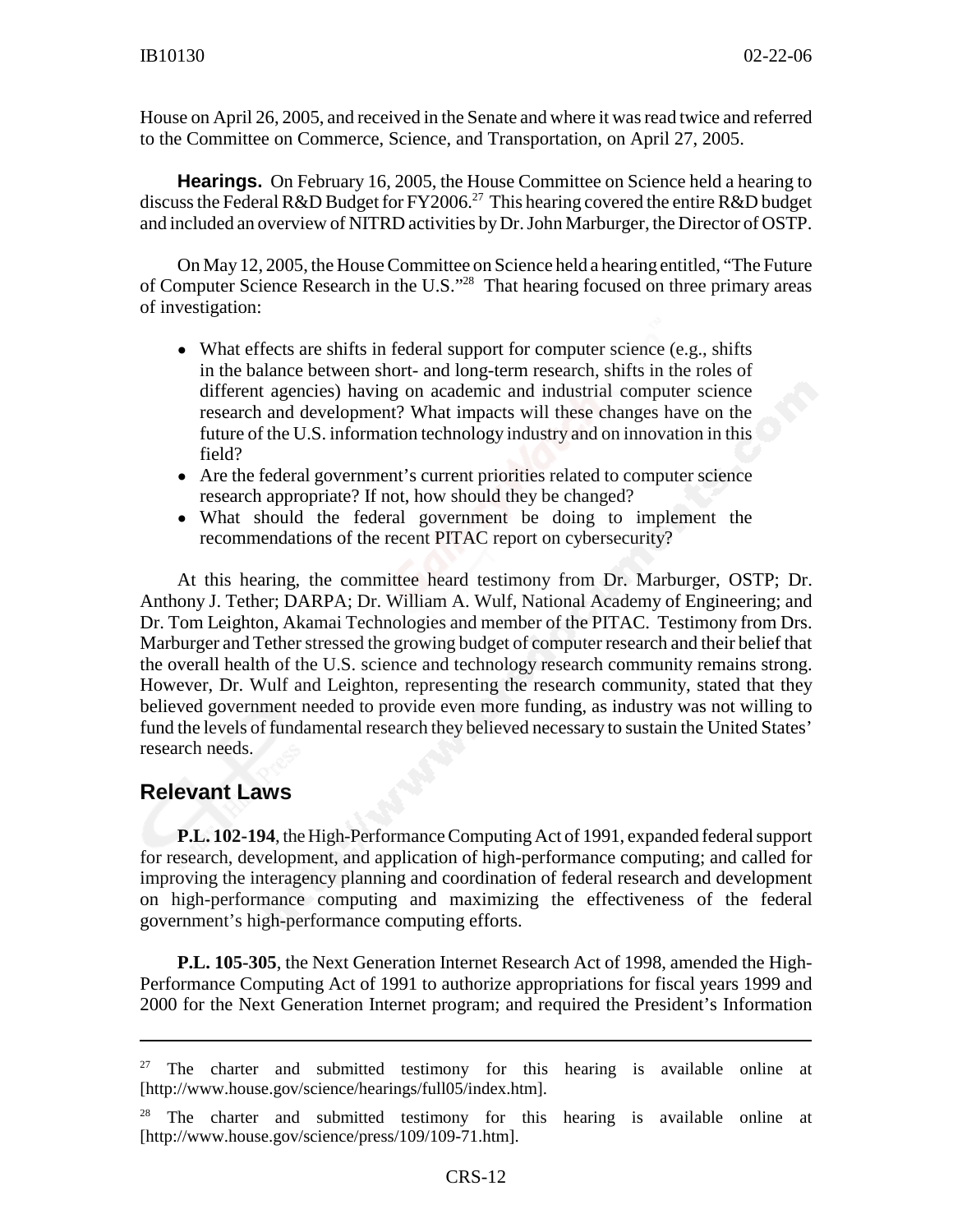House on April 26, 2005, and received in the Senate and where it was read twice and referred to the Committee on Commerce, Science, and Transportation, on April 27, 2005.

**Hearings.** On February 16, 2005, the House Committee on Science held a hearing to discuss the Federal R&D Budget for FY2006.[27] This hearing covered the entire R&D budget and included an overview of NITRD activities by Dr. John Marburger, the Director of OSTP.

On May 12, 2005, the House Committee on Science held a hearing entitled, "The Future of Computer Science Research in the U.S."[28] That hearing focused on three primary areas of investigation:

- What effects are shifts in federal support for computer science (e.g., shifts in the balance between short- and long-term research, shifts in the roles of different agencies) having on academic and industrial computer science research and development? What impacts will these changes have on the future of the U.S. information technology industry and on innovation in this field?
- Are the federal government's current priorities related to computer science research appropriate? If not, how should they be changed?
- What should the federal government be doing to implement the recommendations of the recent PITAC report on cybersecurity?

At this hearing, the committee heard testimony from Dr. Marburger, OSTP; Dr. Anthony J. Tether; DARPA; Dr. William A. Wulf, National Academy of Engineering; and Dr. Tom Leighton, Akamai Technologies and member of the PITAC. Testimony from Drs. Marburger and Tether stressed the growing budget of computer research and their belief that the overall health of the U.S. science and technology research community remains strong. However, Dr. Wulf and Leighton, representing the research community, stated that they believed government needed to provide even more funding, as industry was not willing to fund the levels of fundamental research they believed necessary to sustain the United States' research needs.

## Relevant Laws

**P.L. 102-194**, the High-Performance Computing Act of 1991, expanded federal support for research, development, and application of high-performance computing; and called for improving the interagency planning and coordination of federal research and development on high-performance computing and maximizing the effectiveness of the federal government's high-performance computing efforts.

**P.L. 105-305**, the Next Generation Internet Research Act of 1998, amended the High-Performance Computing Act of 1991 to authorize appropriations for fiscal years 1999 and 2000 for the Next Generation Internet program; and required the President's Information

---

[27] The charter and submitted testimony for this hearing is available online at [http://www.house.gov/science/hearings/full05/index.htm].

[28] The charter and submitted testimony for this hearing is available online at [http://www.house.gov/science/press/109/109-71.htm].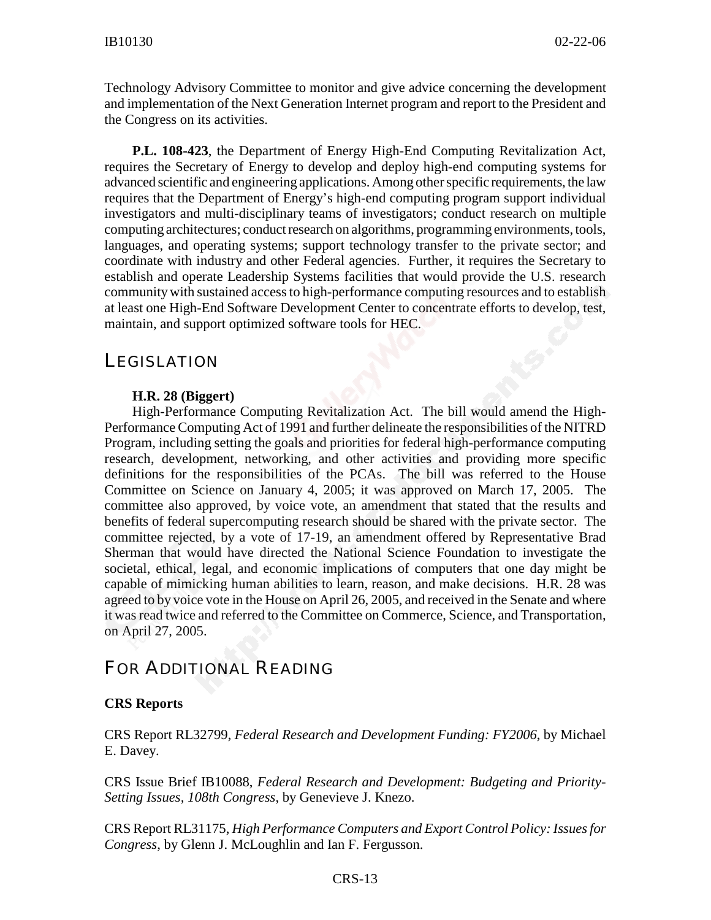Technology Advisory Committee to monitor and give advice concerning the development and implementation of the Next Generation Internet program and report to the President and the Congress on its activities.

**P.L. 108-423**, the Department of Energy High-End Computing Revitalization Act, requires the Secretary of Energy to develop and deploy high-end computing systems for advanced scientific and engineering applications. Among other specific requirements, the law requires that the Department of Energy's high-end computing program support individual investigators and multi-disciplinary teams of investigators; conduct research on multiple computing architectures; conduct research on algorithms, programming environments, tools, languages, and operating systems; support technology transfer to the private sector; and coordinate with industry and other Federal agencies. Further, it requires the Secretary to establish and operate Leadership Systems facilities that would provide the U.S. research community with sustained access to high-performance computing resources and to establish at least one High-End Software Development Center to concentrate efforts to develop, test, maintain, and support optimized software tools for HEC.

## LEGISLATION

**H.R. 28 (Biggert)**

High-Performance Computing Revitalization Act. The bill would amend the High-Performance Computing Act of 1991 and further delineate the responsibilities of the NITRD Program, including setting the goals and priorities for federal high-performance computing research, development, networking, and other activities and providing more specific definitions for the responsibilities of the PCAs. The bill was referred to the House Committee on Science on January 4, 2005; it was approved on March 17, 2005. The committee also approved, by voice vote, an amendment that stated that the results and benefits of federal supercomputing research should be shared with the private sector. The committee rejected, by a vote of 17-19, an amendment offered by Representative Brad Sherman that would have directed the National Science Foundation to investigate the societal, ethical, legal, and economic implications of computers that one day might be capable of mimicking human abilities to learn, reason, and make decisions. H.R. 28 was agreed to by voice vote in the House on April 26, 2005, and received in the Senate and where it was read twice and referred to the Committee on Commerce, Science, and Transportation, on April 27, 2005.

## FOR ADDITIONAL READING

**CRS Reports**

CRS Report RL32799, *Federal Research and Development Funding: FY2006*, by Michael E. Davey.

CRS Issue Brief IB10088, *Federal Research and Development: Budgeting and Priority-Setting Issues, 108th Congress*, by Genevieve J. Knezo.

CRS Report RL31175, *High Performance Computers and Export Control Policy: Issues for Congress*, by Glenn J. McLoughlin and Ian F. Fergusson.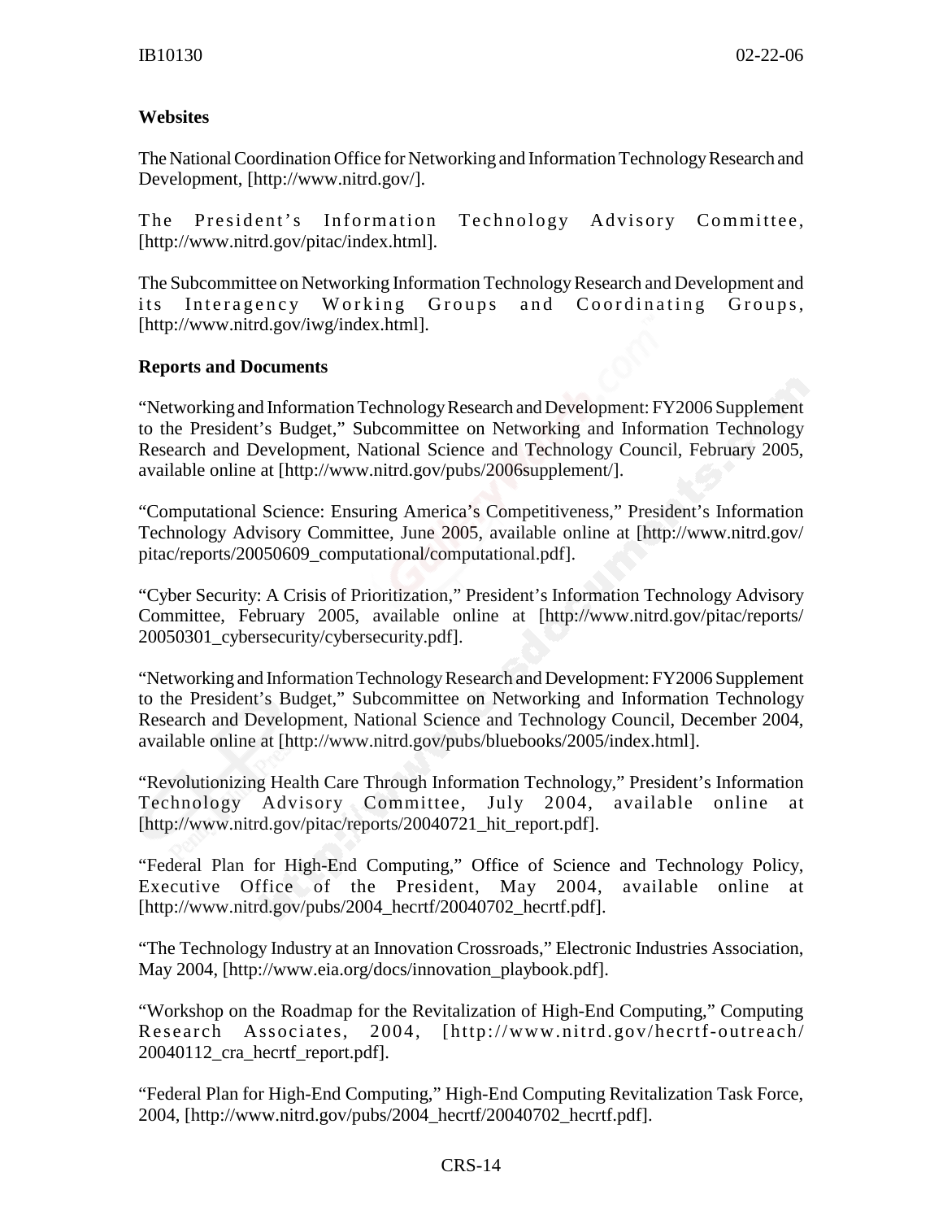**Websites**

The National Coordination Office for Networking and Information Technology Research and Development, [http://www.nitrd.gov/].

The President's Information Technology Advisory Committee, [http://www.nitrd.gov/pitac/index.html].

The Subcommittee on Networking Information Technology Research and Development and its Interagency Working Groups and Coordinating Groups, [http://www.nitrd.gov/iwg/index.html].

**Reports and Documents**

"Networking and Information Technology Research and Development: FY2006 Supplement to the President's Budget," Subcommittee on Networking and Information Technology Research and Development, National Science and Technology Council, February 2005, available online at [http://www.nitrd.gov/pubs/2006supplement/].

"Computational Science: Ensuring America's Competitiveness," President's Information Technology Advisory Committee, June 2005, available online at [http://www.nitrd.gov/pitac/reports/20050609_computational/computational.pdf].

"Cyber Security: A Crisis of Prioritization," President's Information Technology Advisory Committee, February 2005, available online at [http://www.nitrd.gov/pitac/reports/20050301_cybersecurity/cybersecurity.pdf].

"Networking and Information Technology Research and Development: FY2006 Supplement to the President's Budget," Subcommittee on Networking and Information Technology Research and Development, National Science and Technology Council, December 2004, available online at [http://www.nitrd.gov/pubs/bluebooks/2005/index.html].

"Revolutionizing Health Care Through Information Technology," President's Information Technology Advisory Committee, July 2004, available online at [http://www.nitrd.gov/pitac/reports/20040721_hit_report.pdf].

"Federal Plan for High-End Computing," Office of Science and Technology Policy, Executive Office of the President, May 2004, available online at [http://www.nitrd.gov/pubs/2004_hecrtf/20040702_hecrtf.pdf].

"The Technology Industry at an Innovation Crossroads," Electronic Industries Association, May 2004, [http://www.eia.org/docs/innovation_playbook.pdf].

"Workshop on the Roadmap for the Revitalization of High-End Computing," Computing Research Associates, 2004, [http://www.nitrd.gov/hecrtf-outreach/20040112_cra_hecrtf_report.pdf].

"Federal Plan for High-End Computing," High-End Computing Revitalization Task Force, 2004, [http://www.nitrd.gov/pubs/2004_hecrtf/20040702_hecrtf.pdf].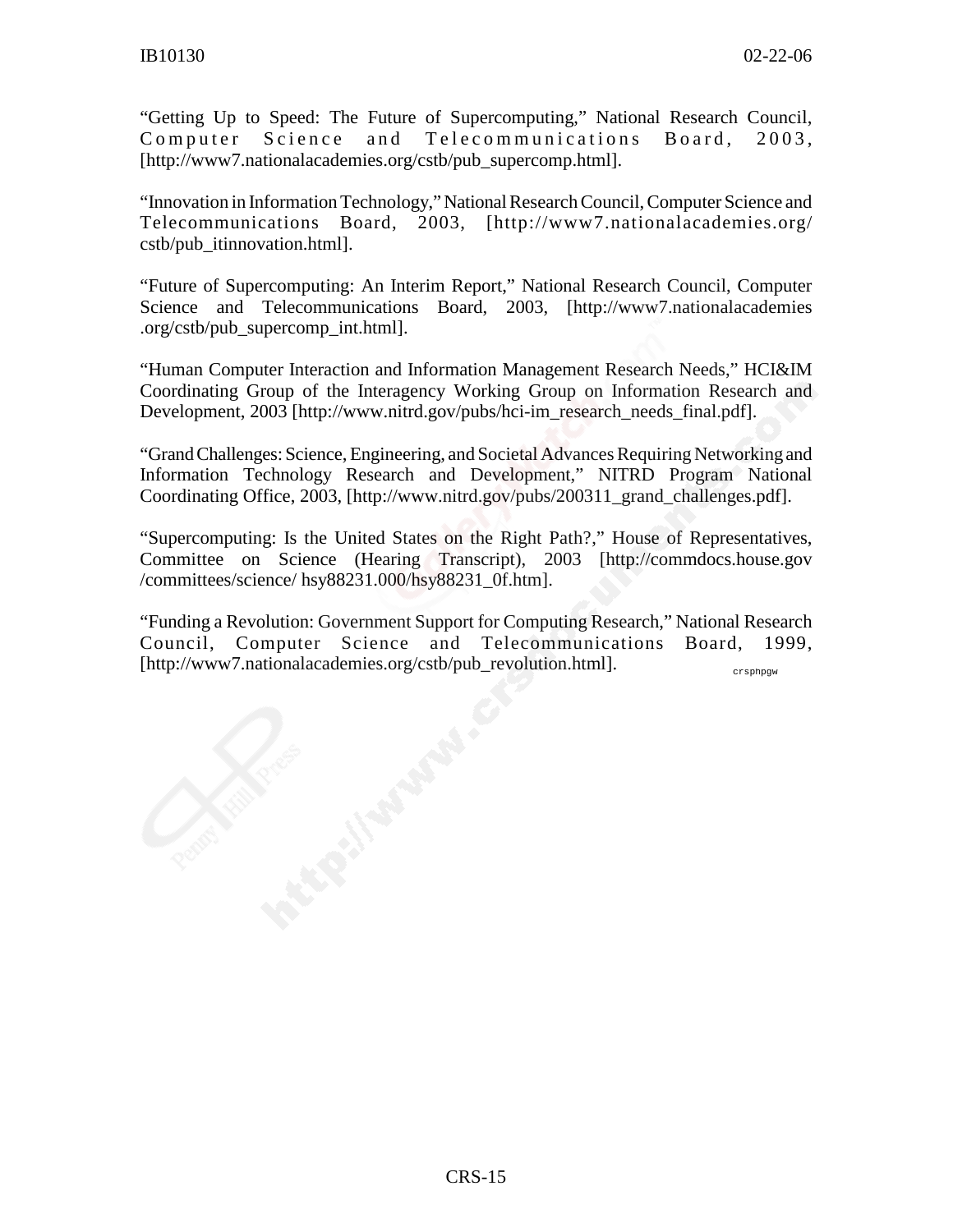"Getting Up to Speed: The Future of Supercomputing," National Research Council, Computer Science and Telecommunications Board, 2003, [http://www7.nationalacademies.org/cstb/pub_supercomp.html].

"Innovation in Information Technology," National Research Council, Computer Science and Telecommunications Board, 2003, [http://www7.nationalacademies.org/cstb/pub_itinnovation.html].

"Future of Supercomputing: An Interim Report," National Research Council, Computer Science and Telecommunications Board, 2003, [http://www7.nationalacademies.org/cstb/pub_supercomp_int.html].

"Human Computer Interaction and Information Management Research Needs," HCI&IM Coordinating Group of the Interagency Working Group on Information Research and Development, 2003 [http://www.nitrd.gov/pubs/hci-im_research_needs_final.pdf].

"Grand Challenges: Science, Engineering, and Societal Advances Requiring Networking and Information Technology Research and Development," NITRD Program National Coordinating Office, 2003, [http://www.nitrd.gov/pubs/200311_grand_challenges.pdf].

"Supercomputing: Is the United States on the Right Path?," House of Representatives, Committee on Science (Hearing Transcript), 2003 [http://commdocs.house.gov/committees/science/ hsy88231.000/hsy88231_0f.htm].

"Funding a Revolution: Government Support for Computing Research," National Research Council, Computer Science and Telecommunications Board, 1999, [http://www7.nationalacademies.org/cstb/pub_revolution.html].